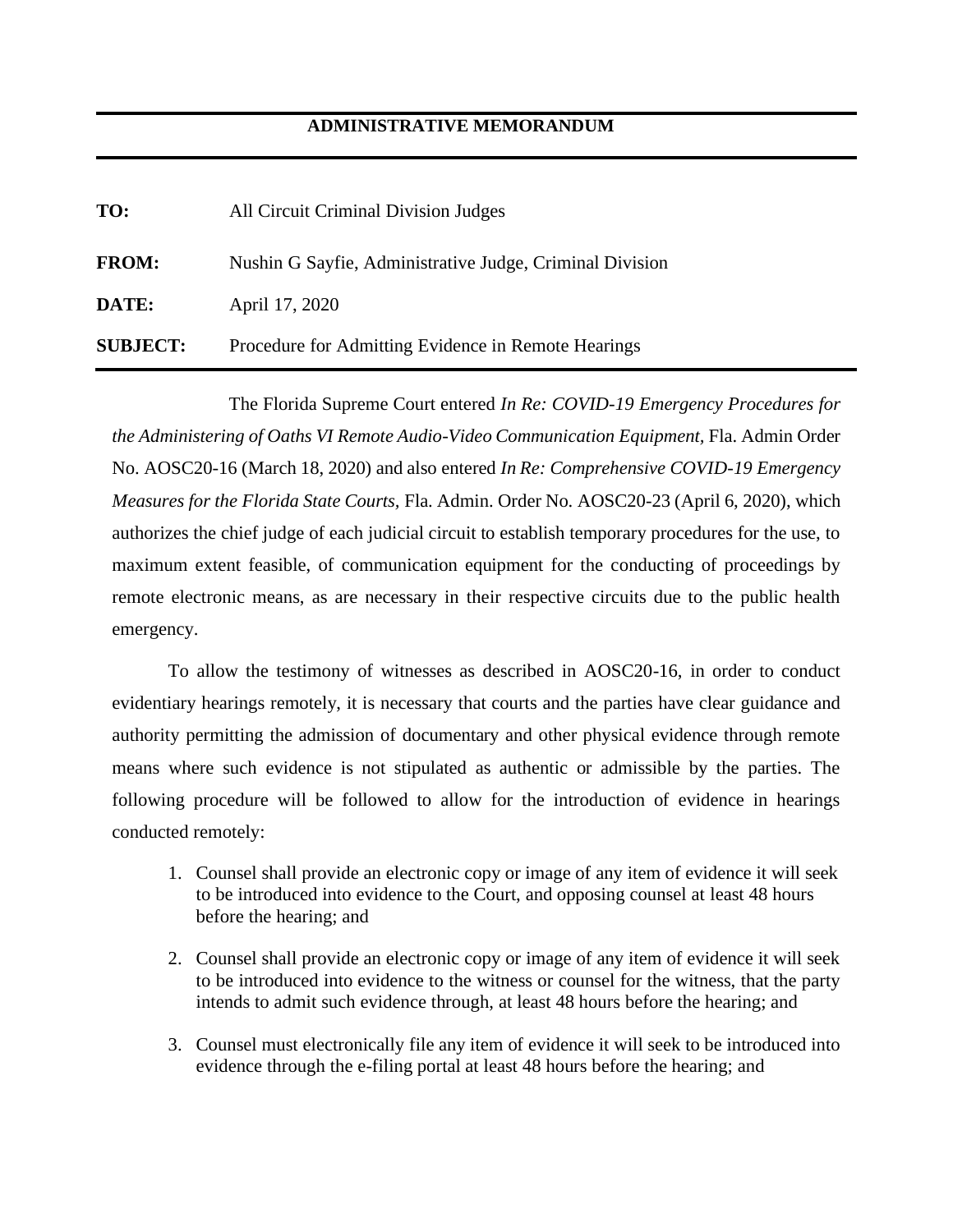# ADMINISTRATIVE MEMORANDUM

| | |
|---|---|
| **TO:** | All Circuit Criminal Division Judges |
| **FROM:** | Nushin G Sayfie, Administrative Judge, Criminal Division |
| **DATE:** | April 17, 2020 |
| **SUBJECT:** | Procedure for Admitting Evidence in Remote Hearings |

The Florida Supreme Court entered *In Re: COVID-19 Emergency Procedures for the Administering of Oaths VI Remote Audio-Video Communication Equipment,* Fla. Admin Order No. AOSC20-16 (March 18, 2020) and also entered *In Re: Comprehensive COVID-19 Emergency Measures for the Florida State Courts,* Fla. Admin. Order No. AOSC20-23 (April 6, 2020), which authorizes the chief judge of each judicial circuit to establish temporary procedures for the use, to maximum extent feasible, of communication equipment for the conducting of proceedings by remote electronic means, as are necessary in their respective circuits due to the public health emergency.

To allow the testimony of witnesses as described in AOSC20-16, in order to conduct evidentiary hearings remotely, it is necessary that courts and the parties have clear guidance and authority permitting the admission of documentary and other physical evidence through remote means where such evidence is not stipulated as authentic or admissible by the parties. The following procedure will be followed to allow for the introduction of evidence in hearings conducted remotely:

1. Counsel shall provide an electronic copy or image of any item of evidence it will seek to be introduced into evidence to the Court, and opposing counsel at least 48 hours before the hearing; and

2. Counsel shall provide an electronic copy or image of any item of evidence it will seek to be introduced into evidence to the witness or counsel for the witness, that the party intends to admit such evidence through, at least 48 hours before the hearing; and

3. Counsel must electronically file any item of evidence it will seek to be introduced into evidence through the e-filing portal at least 48 hours before the hearing; and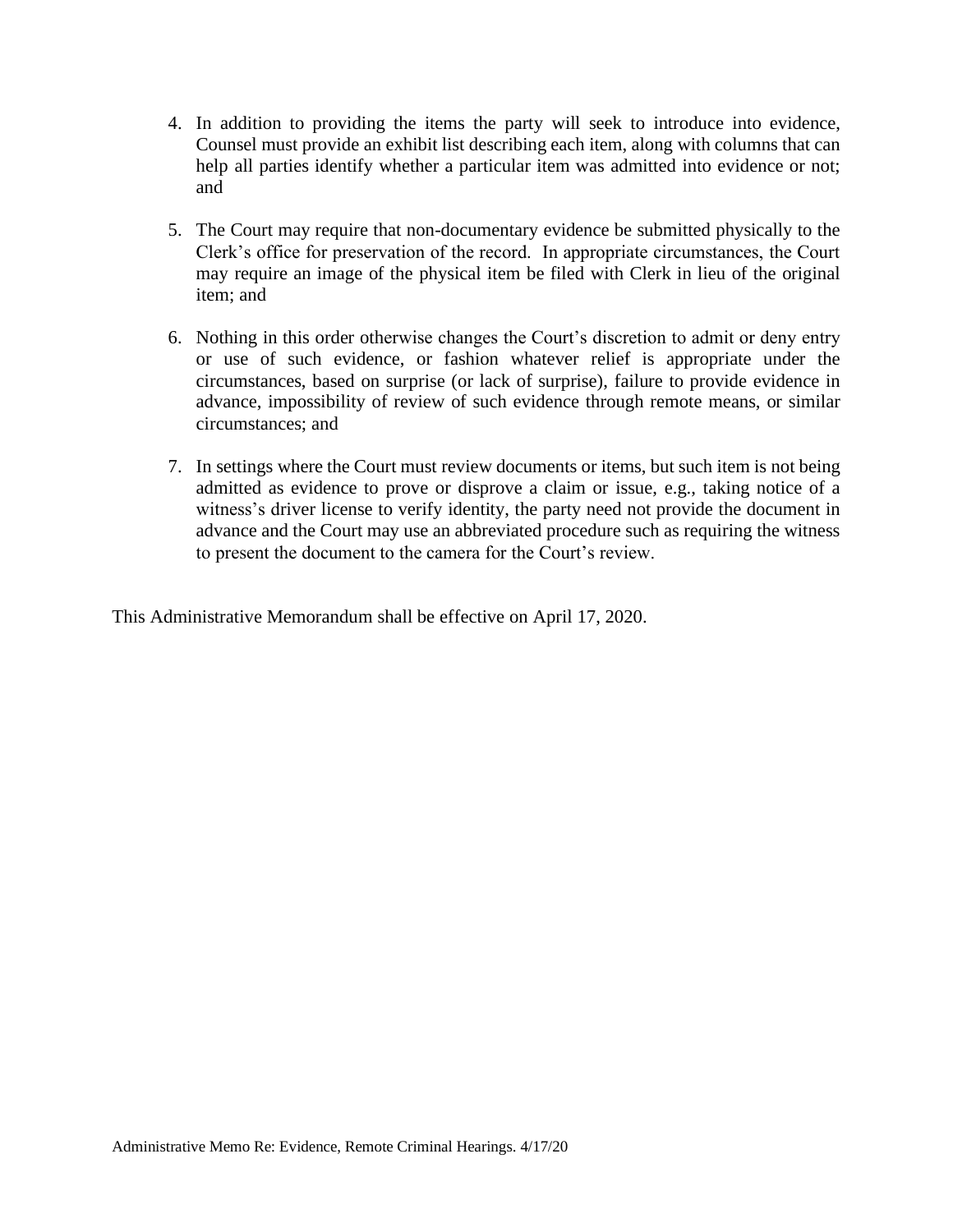4. In addition to providing the items the party will seek to introduce into evidence, Counsel must provide an exhibit list describing each item, along with columns that can help all parties identify whether a particular item was admitted into evidence or not; and

5. The Court may require that non-documentary evidence be submitted physically to the Clerk's office for preservation of the record. In appropriate circumstances, the Court may require an image of the physical item be filed with Clerk in lieu of the original item; and

6. Nothing in this order otherwise changes the Court's discretion to admit or deny entry or use of such evidence, or fashion whatever relief is appropriate under the circumstances, based on surprise (or lack of surprise), failure to provide evidence in advance, impossibility of review of such evidence through remote means, or similar circumstances; and

7. In settings where the Court must review documents or items, but such item is not being admitted as evidence to prove or disprove a claim or issue, e.g., taking notice of a witness's driver license to verify identity, the party need not provide the document in advance and the Court may use an abbreviated procedure such as requiring the witness to present the document to the camera for the Court's review.

This Administrative Memorandum shall be effective on April 17, 2020.